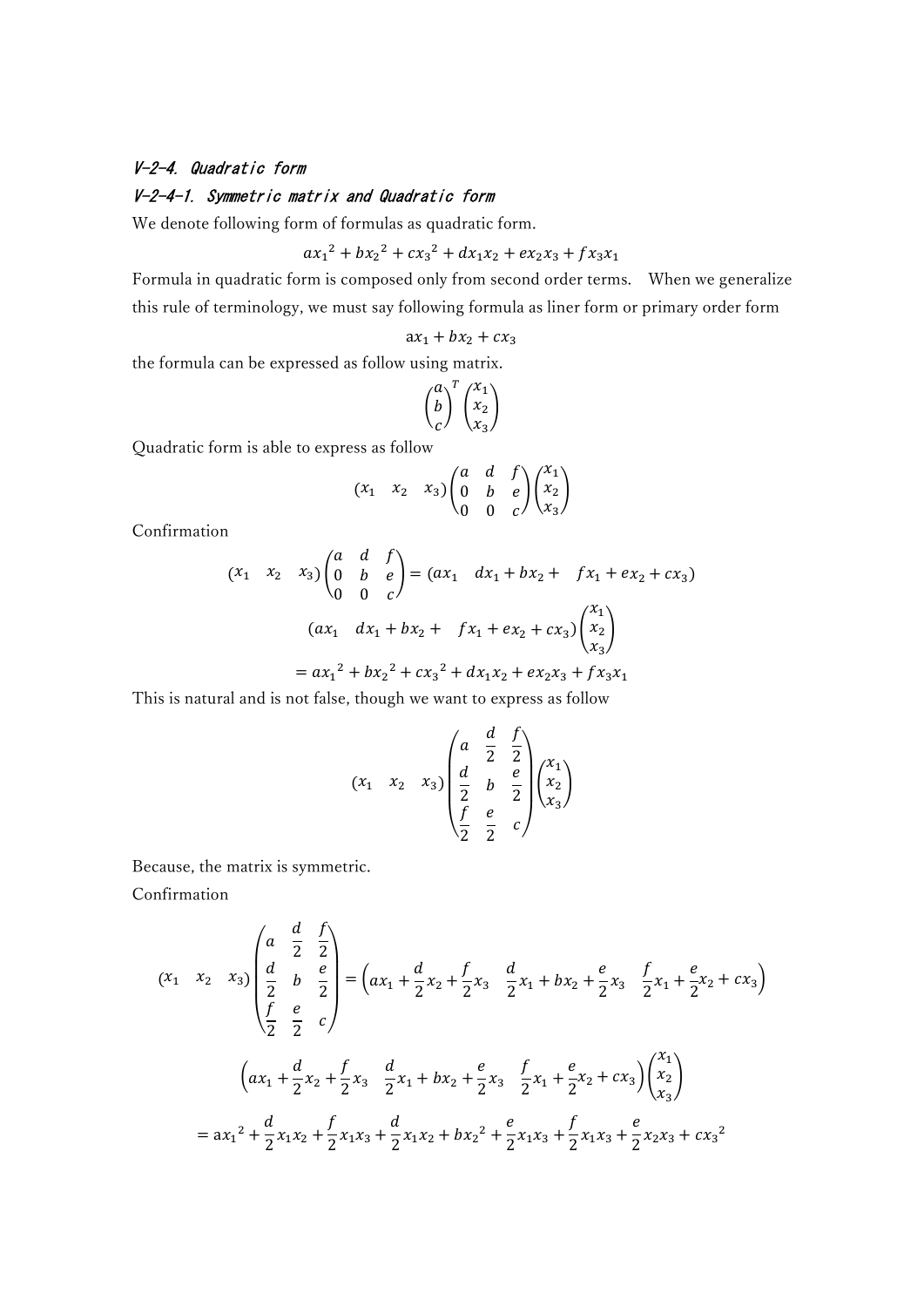## V-2-4. Quadratic form

### V-2-4-1. Symmetric matrix and Quadratic form

We denote following form of formulas as quadratic form.

$$ax_1{}^2 + bx_2{}^2 + cx_3{}^2 + dx_1x_2 + ex_2x_3 + fx_3x_1$$

Formula in quadratic form is composed only from second order terms.  When we generalize this rule of terminology, we must say following formula as liner form or primary order form

$$\mathrm{a}x_1 + bx_2 + cx_3$$

the formula can be expressed as follow using matrix.

$$\begin{pmatrix} a \\ b \\ c \end{pmatrix}^T \begin{pmatrix} x_1 \\ x_2 \\ x_3 \end{pmatrix}$$

Quadratic form is able to express as follow

$$\begin{pmatrix} x_1 & x_2 & x_3 \end{pmatrix} \begin{pmatrix} a & d & f \\ 0 & b & e \\ 0 & 0 & c \end{pmatrix} \begin{pmatrix} x_1 \\ x_2 \\ x_3 \end{pmatrix}$$

Confirmation

$$\begin{pmatrix} x_1 & x_2 & x_3 \end{pmatrix} \begin{pmatrix} a & d & f \\ 0 & b & e \\ 0 & 0 & c \end{pmatrix} = \begin{pmatrix} ax_1 & dx_1 + bx_2 + & fx_1 + ex_2 + cx_3 \end{pmatrix}$$

$$\begin{pmatrix} ax_1 & dx_1 + bx_2 + & fx_1 + ex_2 + cx_3 \end{pmatrix} \begin{pmatrix} x_1 \\ x_2 \\ x_3 \end{pmatrix}$$

$$= ax_1{}^2 + bx_2{}^2 + cx_3{}^2 + dx_1x_2 + ex_2x_3 + fx_3x_1$$

This is natural and is not false, though we want to express as follow

$$\begin{pmatrix} x_1 & x_2 & x_3 \end{pmatrix} \begin{pmatrix} a & \frac{d}{2} & \frac{f}{2} \\ \frac{d}{2} & b & \frac{e}{2} \\ \frac{f}{2} & \frac{e}{2} & c \end{pmatrix} \begin{pmatrix} x_1 \\ x_2 \\ x_3 \end{pmatrix}$$

Because, the matrix is symmetric.

Confirmation

$$\begin{pmatrix} x_1 & x_2 & x_3 \end{pmatrix} \begin{pmatrix} a & \frac{d}{2} & \frac{f}{2} \\ \frac{d}{2} & b & \frac{e}{2} \\ \frac{f}{2} & \frac{e}{2} & c \end{pmatrix} = \begin{pmatrix} ax_1 + \frac{d}{2}x_2 + \frac{f}{2}x_3 & \frac{d}{2}x_1 + bx_2 + \frac{e}{2}x_3 & \frac{f}{2}x_1 + \frac{e}{2}x_2 + cx_3 \end{pmatrix}$$

$$\begin{pmatrix} ax_1 + \frac{d}{2}x_2 + \frac{f}{2}x_3 & \frac{d}{2}x_1 + bx_2 + \frac{e}{2}x_3 & \frac{f}{2}x_1 + \frac{e}{2}x_2 + cx_3 \end{pmatrix} \begin{pmatrix} x_1 \\ x_2 \\ x_3 \end{pmatrix}$$

$$= \mathrm{a}x_1{}^2 + \frac{d}{2}x_1x_2 + \frac{f}{2}x_1x_3 + \frac{d}{2}x_1x_2 + bx_2{}^2 + \frac{e}{2}x_1x_3 + \frac{f}{2}x_1x_3 + \frac{e}{2}x_2x_3 + cx_3{}^2$$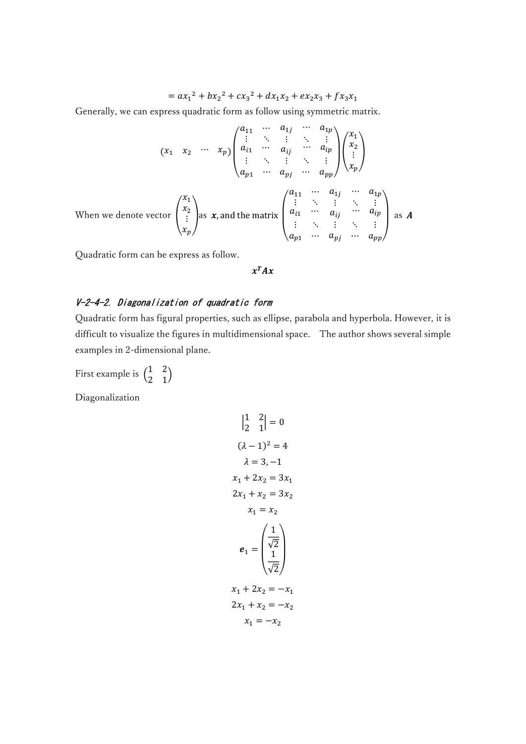$$= ax_1{}^2 + bx_2{}^2 + cx_3{}^2 + dx_1x_2 + ex_2x_3 + fx_3x_1$$

Generally, we can express quadratic form as follow using symmetric matrix.

$$(x_1 \quad x_2 \quad \cdots \quad x_p)\begin{pmatrix} a_{11} & \cdots & a_{1j} & \cdots & a_{1p} \\ \vdots & \ddots & \vdots & \ddots & \vdots \\ a_{i1} & \cdots & a_{ij} & \cdots & a_{ip} \\ \vdots & \ddots & \vdots & \ddots & \vdots \\ a_{p1} & \cdots & a_{pj} & \cdots & a_{pp} \end{pmatrix}\begin{pmatrix} x_1 \\ x_2 \\ \vdots \\ x_p \end{pmatrix}$$

When we denote vector $\begin{pmatrix} x_1 \\ x_2 \\ \vdots \\ x_p \end{pmatrix}$ as $\boldsymbol{x}$, and the matrix $\begin{pmatrix} a_{11} & \cdots & a_{1j} & \cdots & a_{1p} \\ \vdots & \ddots & \vdots & \ddots & \vdots \\ a_{i1} & \cdots & a_{ij} & \cdots & a_{ip} \\ \vdots & \ddots & \vdots & \ddots & \vdots \\ a_{p1} & \cdots & a_{pj} & \cdots & a_{pp} \end{pmatrix}$ as $\boldsymbol{A}$

Quadratic form can be express as follow.

$$\boldsymbol{x}^T\boldsymbol{A}\boldsymbol{x}$$

### *V-2-4-2. Diagonalization of quadratic form*

Quadratic form has figural properties, such as ellipse, parabola and hyperbola. However, it is difficult to visualize the figures in multidimensional space. The author shows several simple examples in 2-dimensional plane.

First example is $\begin{pmatrix} 1 & 2 \\ 2 & 1 \end{pmatrix}$

Diagonalization

$$\begin{vmatrix} 1 & 2 \\ 2 & 1 \end{vmatrix} = 0$$

$$(\lambda - 1)^2 = 4$$

$$\lambda = 3, -1$$

$$x_1 + 2x_2 = 3x_1$$

$$2x_1 + x_2 = 3x_2$$

$$x_1 = x_2$$

$$\boldsymbol{e}_1 = \begin{pmatrix} \frac{1}{\sqrt{2}} \\ \frac{1}{\sqrt{2}} \end{pmatrix}$$

$$x_1 + 2x_2 = -x_1$$

$$2x_1 + x_2 = -x_2$$

$$x_1 = -x_2$$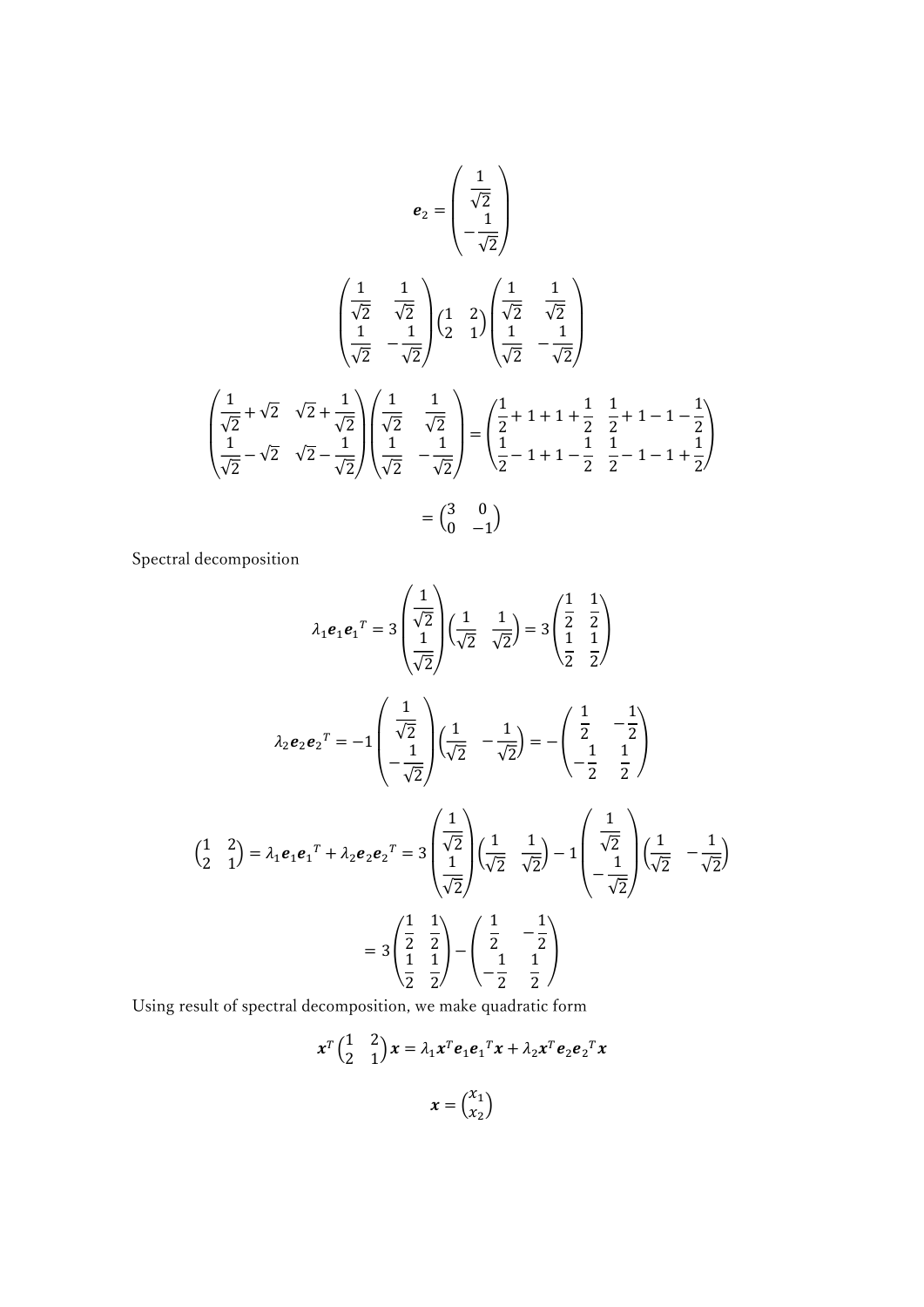$$\boldsymbol{e}_2 = \begin{pmatrix} \frac{1}{\sqrt{2}} \\ -\frac{1}{\sqrt{2}} \end{pmatrix}$$

$$\begin{pmatrix} \frac{1}{\sqrt{2}} & \frac{1}{\sqrt{2}} \\ \frac{1}{\sqrt{2}} & -\frac{1}{\sqrt{2}} \end{pmatrix} \begin{pmatrix} 1 & 2 \\ 2 & 1 \end{pmatrix} \begin{pmatrix} \frac{1}{\sqrt{2}} & \frac{1}{\sqrt{2}} \\ \frac{1}{\sqrt{2}} & -\frac{1}{\sqrt{2}} \end{pmatrix}$$

$$\begin{pmatrix} \frac{1}{\sqrt{2}} + \sqrt{2} & \sqrt{2} + \frac{1}{\sqrt{2}} \\ \frac{1}{\sqrt{2}} - \sqrt{2} & \sqrt{2} - \frac{1}{\sqrt{2}} \end{pmatrix} \begin{pmatrix} \frac{1}{\sqrt{2}} & \frac{1}{\sqrt{2}} \\ \frac{1}{\sqrt{2}} & -\frac{1}{\sqrt{2}} \end{pmatrix} = \begin{pmatrix} \frac{1}{2} + 1 + 1 + \frac{1}{2} & \frac{1}{2} + 1 - 1 - \frac{1}{2} \\ \frac{1}{2} - 1 + 1 - \frac{1}{2} & \frac{1}{2} - 1 - 1 + \frac{1}{2} \end{pmatrix}$$

$$= \begin{pmatrix} 3 & 0 \\ 0 & -1 \end{pmatrix}$$

Spectral decomposition

$$\lambda_1 \boldsymbol{e}_1 {\boldsymbol{e}_1}^T = 3 \begin{pmatrix} \frac{1}{\sqrt{2}} \\ \frac{1}{\sqrt{2}} \end{pmatrix} \begin{pmatrix} \frac{1}{\sqrt{2}} & \frac{1}{\sqrt{2}} \end{pmatrix} = 3 \begin{pmatrix} \frac{1}{2} & \frac{1}{2} \\ \frac{1}{2} & \frac{1}{2} \end{pmatrix}$$

$$\lambda_2 \boldsymbol{e}_2 {\boldsymbol{e}_2}^T = -1 \begin{pmatrix} \frac{1}{\sqrt{2}} \\ -\frac{1}{\sqrt{2}} \end{pmatrix} \begin{pmatrix} \frac{1}{\sqrt{2}} & -\frac{1}{\sqrt{2}} \end{pmatrix} = -\begin{pmatrix} \frac{1}{2} & -\frac{1}{2} \\ -\frac{1}{2} & \frac{1}{2} \end{pmatrix}$$

$$\begin{pmatrix} 1 & 2 \\ 2 & 1 \end{pmatrix} = \lambda_1 \boldsymbol{e}_1 {\boldsymbol{e}_1}^T + \lambda_2 \boldsymbol{e}_2 {\boldsymbol{e}_2}^T = 3 \begin{pmatrix} \frac{1}{\sqrt{2}} \\ \frac{1}{\sqrt{2}} \end{pmatrix} \begin{pmatrix} \frac{1}{\sqrt{2}} & \frac{1}{\sqrt{2}} \end{pmatrix} - 1 \begin{pmatrix} \frac{1}{\sqrt{2}} \\ -\frac{1}{\sqrt{2}} \end{pmatrix} \begin{pmatrix} \frac{1}{\sqrt{2}} & -\frac{1}{\sqrt{2}} \end{pmatrix}$$

$$= 3 \begin{pmatrix} \frac{1}{2} & \frac{1}{2} \\ \frac{1}{2} & \frac{1}{2} \end{pmatrix} - \begin{pmatrix} \frac{1}{2} & -\frac{1}{2} \\ -\frac{1}{2} & \frac{1}{2} \end{pmatrix}$$

Using result of spectral decomposition, we make quadratic form

$$\boldsymbol{x}^T \begin{pmatrix} 1 & 2 \\ 2 & 1 \end{pmatrix} \boldsymbol{x} = \lambda_1 \boldsymbol{x}^T \boldsymbol{e}_1 {\boldsymbol{e}_1}^T \boldsymbol{x} + \lambda_2 \boldsymbol{x}^T \boldsymbol{e}_2 {\boldsymbol{e}_2}^T \boldsymbol{x}$$

$$\boldsymbol{x} = \begin{pmatrix} x_1 \\ x_2 \end{pmatrix}$$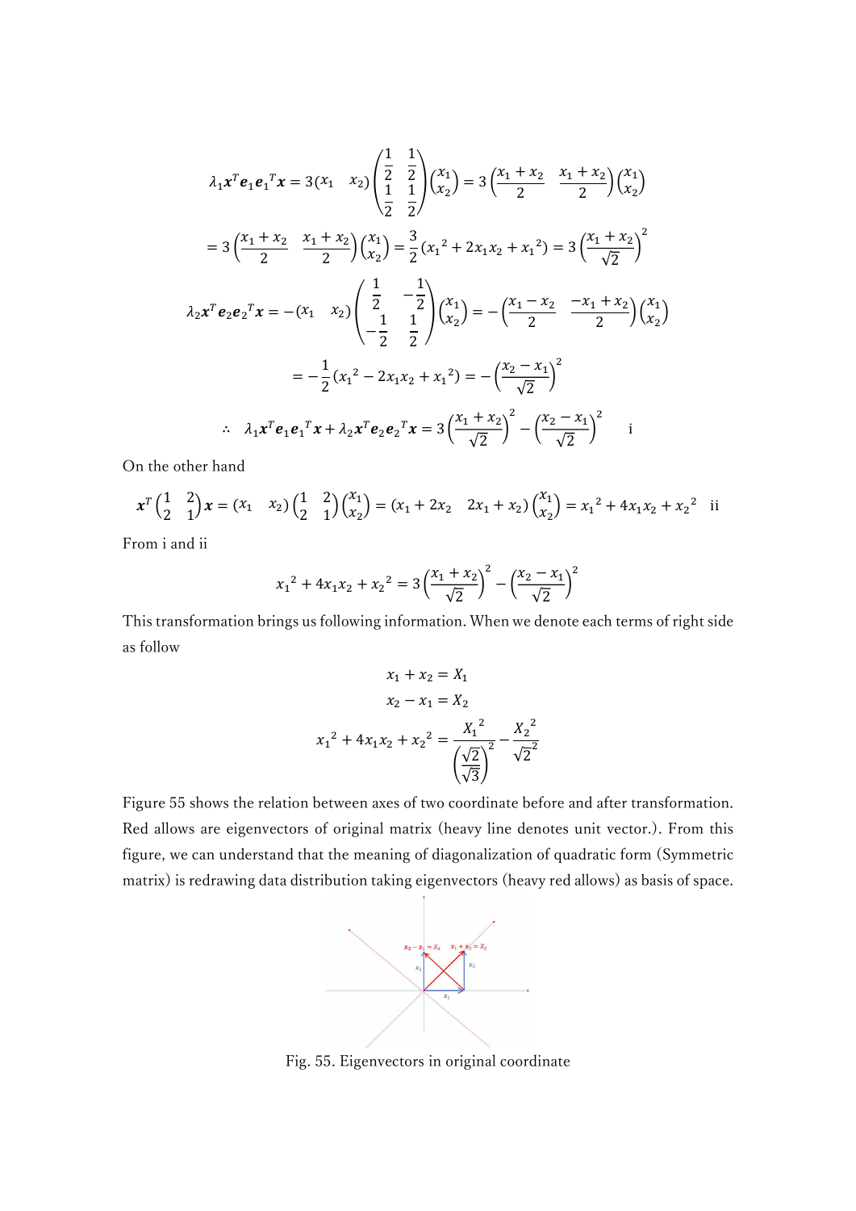$$\lambda_1 \boldsymbol{x}^T \boldsymbol{e}_1 \boldsymbol{e}_1^T \boldsymbol{x} = 3(x_1 \quad x_2)\begin{pmatrix} \frac{1}{2} & \frac{1}{2} \\ \frac{1}{2} & \frac{1}{2} \end{pmatrix}\begin{pmatrix} x_1 \\ x_2 \end{pmatrix} = 3\left(\frac{x_1 + x_2}{2} \quad \frac{x_1 + x_2}{2}\right)\begin{pmatrix} x_1 \\ x_2 \end{pmatrix}$$

$$= 3\left(\frac{x_1 + x_2}{2} \quad \frac{x_1 + x_2}{2}\right)\begin{pmatrix} x_1 \\ x_2 \end{pmatrix} = \frac{3}{2}({x_1}^2 + 2x_1x_2 + {x_1}^2) = 3\left(\frac{x_1 + x_2}{\sqrt{2}}\right)^2$$

$$\lambda_2 \boldsymbol{x}^T \boldsymbol{e}_2 \boldsymbol{e}_2^T \boldsymbol{x} = -(x_1 \quad x_2)\begin{pmatrix} \frac{1}{2} & -\frac{1}{2} \\ -\frac{1}{2} & \frac{1}{2} \end{pmatrix}\begin{pmatrix} x_1 \\ x_2 \end{pmatrix} = -\left(\frac{x_1 - x_2}{2} \quad \frac{-x_1 + x_2}{2}\right)\begin{pmatrix} x_1 \\ x_2 \end{pmatrix}$$

$$= -\frac{1}{2}({x_1}^2 - 2x_1x_2 + {x_1}^2) = -\left(\frac{x_2 - x_1}{\sqrt{2}}\right)^2$$

$$\therefore \quad \lambda_1 \boldsymbol{x}^T \boldsymbol{e}_1 \boldsymbol{e}_1^T \boldsymbol{x} + \lambda_2 \boldsymbol{x}^T \boldsymbol{e}_2 \boldsymbol{e}_2^T \boldsymbol{x} = 3\left(\frac{x_1 + x_2}{\sqrt{2}}\right)^2 - \left(\frac{x_2 - x_1}{\sqrt{2}}\right)^2 \qquad \text{i}$$

On the other hand

$$\boldsymbol{x}^T\begin{pmatrix} 1 & 2 \\ 2 & 1 \end{pmatrix}\boldsymbol{x} = (x_1 \quad x_2)\begin{pmatrix} 1 & 2 \\ 2 & 1 \end{pmatrix}\begin{pmatrix} x_1 \\ x_2 \end{pmatrix} = (x_1 + 2x_2 \quad 2x_1 + x_2)\begin{pmatrix} x_1 \\ x_2 \end{pmatrix} = {x_1}^2 + 4x_1x_2 + {x_2}^2 \quad \text{ii}$$

From i and ii

$${x_1}^2 + 4x_1x_2 + {x_2}^2 = 3\left(\frac{x_1 + x_2}{\sqrt{2}}\right)^2 - \left(\frac{x_2 - x_1}{\sqrt{2}}\right)^2$$

This transformation brings us following information. When we denote each terms of right side as follow

$$x_1 + x_2 = X_1$$

$$x_2 - x_1 = X_2$$

$${x_1}^2 + 4x_1x_2 + {x_2}^2 = \frac{{X_1}^2}{\left(\frac{\sqrt{2}}{\sqrt{3}}\right)^2} - \frac{{X_2}^2}{\sqrt{2}^2}$$

Figure 55 shows the relation between axes of two coordinate before and after transformation. Red allows are eigenvectors of original matrix (heavy line denotes unit vector.). From this figure, we can understand that the meaning of diagonalization of quadratic form (Symmetric matrix) is redrawing data distribution taking eigenvectors (heavy red allows) as basis of space.

Fig. 55. Eigenvectors in original coordinate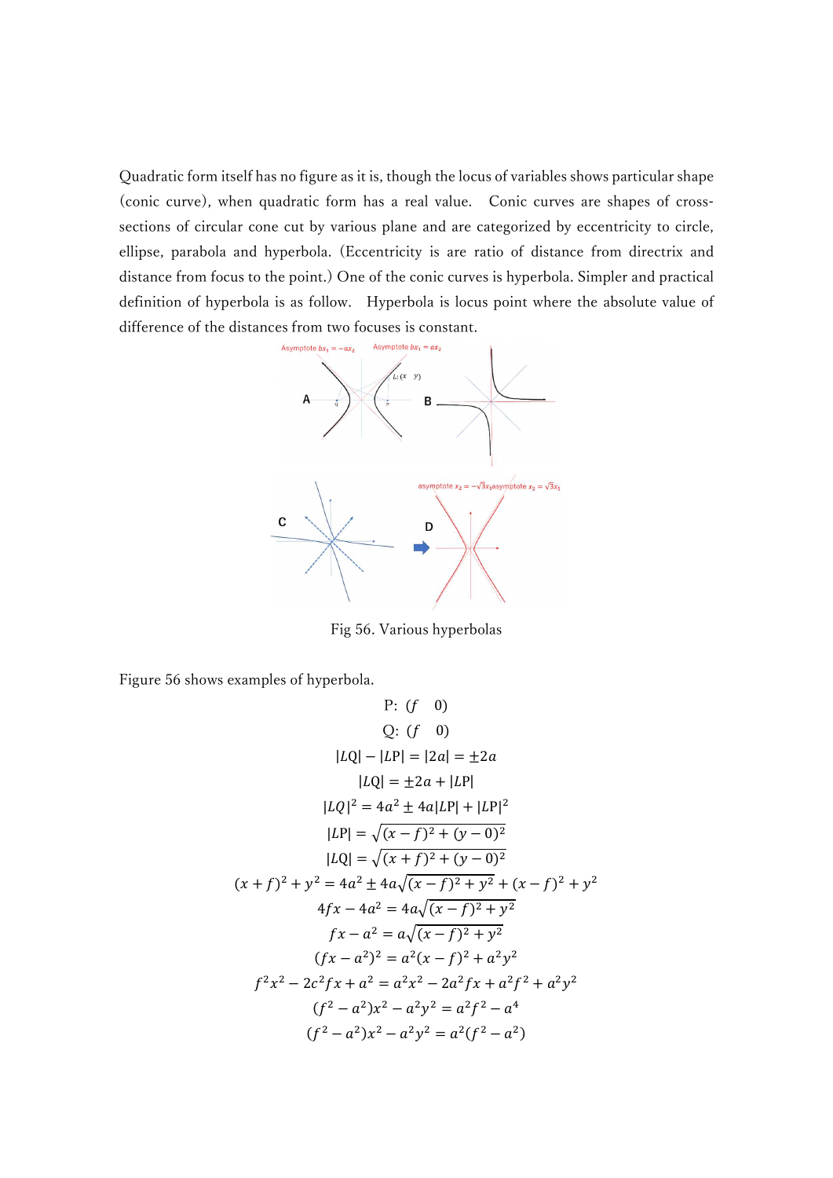Quadratic form itself has no figure as it is, though the locus of variables shows particular shape (conic curve), when quadratic form has a real value.　Conic curves are shapes of cross-sections of circular cone cut by various plane and are categorized by eccentricity to circle, ellipse, parabola and hyperbola. (Eccentricity is are ratio of distance from directrix and distance from focus to the point.) One of the conic curves is hyperbola. Simpler and practical definition of hyperbola is as follow.　Hyperbola is locus point where the absolute value of difference of the distances from two focuses is constant.

Fig 56. Various hyperbolas

Figure 56 shows examples of hyperbola.

$$\text{P: } (f \quad 0)$$

$$\text{Q: } (f \quad 0)$$

$$|LQ| - |LP| = |2a| = \pm 2a$$

$$|LQ| = \pm 2a + |LP|$$

$$|LQ|^2 = 4a^2 \pm 4a|LP| + |LP|^2$$

$$|LP| = \sqrt{(x-f)^2 + (y-0)^2}$$

$$|LQ| = \sqrt{(x+f)^2 + (y-0)^2}$$

$$(x+f)^2 + y^2 = 4a^2 \pm 4a\sqrt{(x-f)^2 + y^2} + (x-f)^2 + y^2$$

$$4fx - 4a^2 = 4a\sqrt{(x-f)^2 + y^2}$$

$$fx - a^2 = a\sqrt{(x-f)^2 + y^2}$$

$$(fx - a^2)^2 = a^2(x-f)^2 + a^2y^2$$

$$f^2x^2 - 2c^2fx + a^2 = a^2x^2 - 2a^2fx + a^2f^2 + a^2y^2$$

$$(f^2 - a^2)x^2 - a^2y^2 = a^2f^2 - a^4$$

$$(f^2 - a^2)x^2 - a^2y^2 = a^2(f^2 - a^2)$$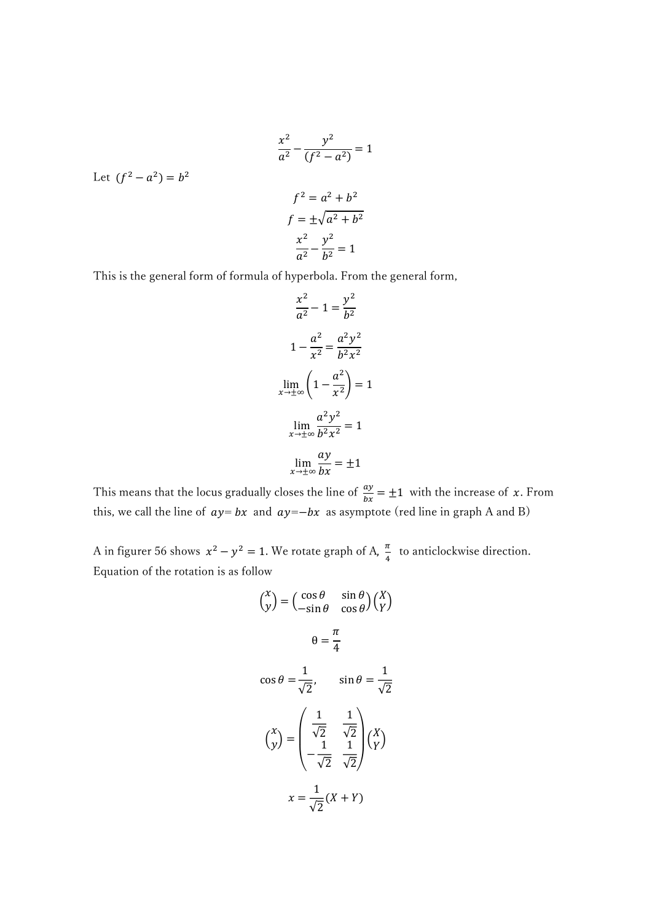$$\frac{x^2}{a^2} - \frac{y^2}{(f^2 - a^2)} = 1$$

Let $(f^2 - a^2) = b^2$

$$f^2 = a^2 + b^2$$

$$f = \pm\sqrt{a^2 + b^2}$$

$$\frac{x^2}{a^2} - \frac{y^2}{b^2} = 1$$

This is the general form of formula of hyperbola. From the general form,

$$\frac{x^2}{a^2} - 1 = \frac{y^2}{b^2}$$

$$1 - \frac{a^2}{x^2} = \frac{a^2 y^2}{b^2 x^2}$$

$$\lim_{x\to\pm\infty}\left(1 - \frac{a^2}{x^2}\right) = 1$$

$$\lim_{x\to\pm\infty}\frac{a^2 y^2}{b^2 x^2} = 1$$

$$\lim_{x\to\pm\infty}\frac{ay}{bx} = \pm 1$$

This means that the locus gradually closes the line of $\frac{ay}{bx} = \pm 1$ with the increase of $x$. From this, we call the line of $ay = bx$ and $ay = -bx$ as asymptote (red line in graph A and B)

A in figurer 56 shows $x^2 - y^2 = 1$. We rotate graph of A, $\frac{\pi}{4}$ to anticlockwise direction. Equation of the rotation is as follow

$$\begin{pmatrix} x \\ y \end{pmatrix} = \begin{pmatrix} \cos\theta & \sin\theta \\ -\sin\theta & \cos\theta \end{pmatrix}\begin{pmatrix} X \\ Y \end{pmatrix}$$

$$\theta = \frac{\pi}{4}$$

$$\cos\theta = \frac{1}{\sqrt{2}}, \qquad \sin\theta = \frac{1}{\sqrt{2}}$$

$$\begin{pmatrix} x \\ y \end{pmatrix} = \begin{pmatrix} \frac{1}{\sqrt{2}} & \frac{1}{\sqrt{2}} \\ -\frac{1}{\sqrt{2}} & \frac{1}{\sqrt{2}} \end{pmatrix}\begin{pmatrix} X \\ Y \end{pmatrix}$$

$$x = \frac{1}{\sqrt{2}}(X + Y)$$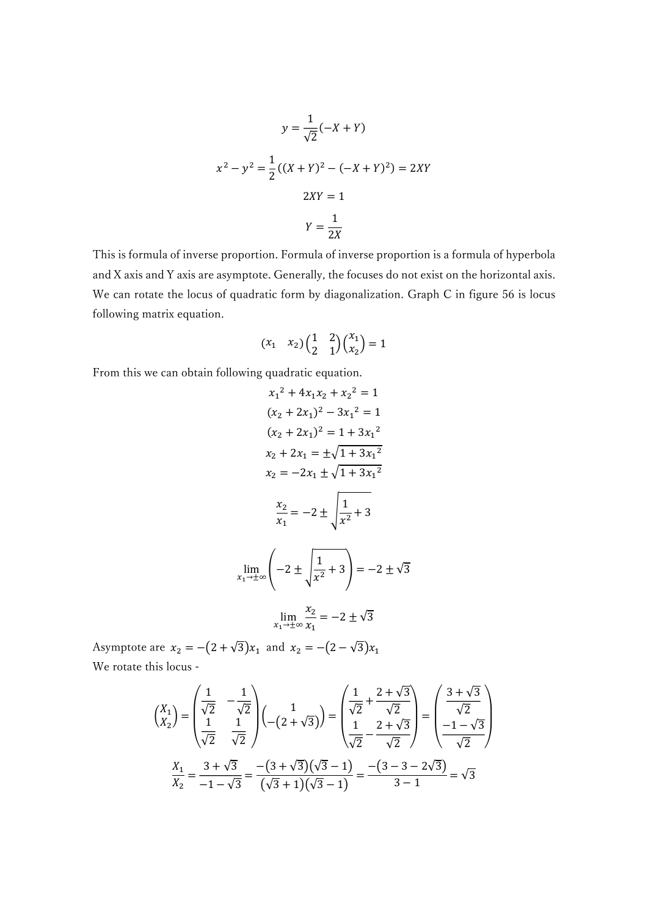$$y = \frac{1}{\sqrt{2}}(-X + Y)$$

$$x^2 - y^2 = \frac{1}{2}((X + Y)^2 - (-X + Y)^2) = 2XY$$

$$2XY = 1$$

$$Y = \frac{1}{2X}$$

This is formula of inverse proportion. Formula of inverse proportion is a formula of hyperbola and X axis and Y axis are asymptote. Generally, the focuses do not exist on the horizontal axis. We can rotate the locus of quadratic form by diagonalization. Graph C in figure 56 is locus following matrix equation.

$$\begin{pmatrix} x_1 & x_2 \end{pmatrix} \begin{pmatrix} 1 & 2 \\ 2 & 1 \end{pmatrix} \begin{pmatrix} x_1 \\ x_2 \end{pmatrix} = 1$$

From this we can obtain following quadratic equation.

$$x_1{}^2 + 4x_1x_2 + x_2{}^2 = 1$$

$$(x_2 + 2x_1)^2 - 3x_1{}^2 = 1$$

$$(x_2 + 2x_1)^2 = 1 + 3x_1{}^2$$

$$x_2 + 2x_1 = \pm\sqrt{1 + 3x_1{}^2}$$

$$x_2 = -2x_1 \pm \sqrt{1 + 3x_1{}^2}$$

$$\frac{x_2}{x_1} = -2 \pm \sqrt{\frac{1}{x^2} + 3}$$

$$\lim_{x_1 \to \pm\infty} \left(-2 \pm \sqrt{\frac{1}{x^2} + 3}\right) = -2 \pm \sqrt{3}$$

$$\lim_{x_1 \to \pm\infty} \frac{x_2}{x_1} = -2 \pm \sqrt{3}$$

Asymptote are $x_2 = -(2 + \sqrt{3})x_1$ and $x_2 = -(2 - \sqrt{3})x_1$

We rotate this locus -

$$\begin{pmatrix} X_1 \\ X_2 \end{pmatrix} = \begin{pmatrix} \frac{1}{\sqrt{2}} & -\frac{1}{\sqrt{2}} \\ \frac{1}{\sqrt{2}} & \frac{1}{\sqrt{2}} \end{pmatrix} \begin{pmatrix} 1 \\ -(2 + \sqrt{3}) \end{pmatrix} = \begin{pmatrix} \frac{1}{\sqrt{2}} + \frac{2 + \sqrt{3}}{\sqrt{2}} \\ \frac{1}{\sqrt{2}} - \frac{2 + \sqrt{3}}{\sqrt{2}} \end{pmatrix} = \begin{pmatrix} \frac{3 + \sqrt{3}}{\sqrt{2}} \\ \frac{-1 - \sqrt{3}}{\sqrt{2}} \end{pmatrix}$$

$$\frac{X_1}{X_2} = \frac{3 + \sqrt{3}}{-1 - \sqrt{3}} = \frac{-(3 + \sqrt{3})(\sqrt{3} - 1)}{(\sqrt{3} + 1)(\sqrt{3} - 1)} = \frac{-(3 - 3 - 2\sqrt{3})}{3 - 1} = \sqrt{3}$$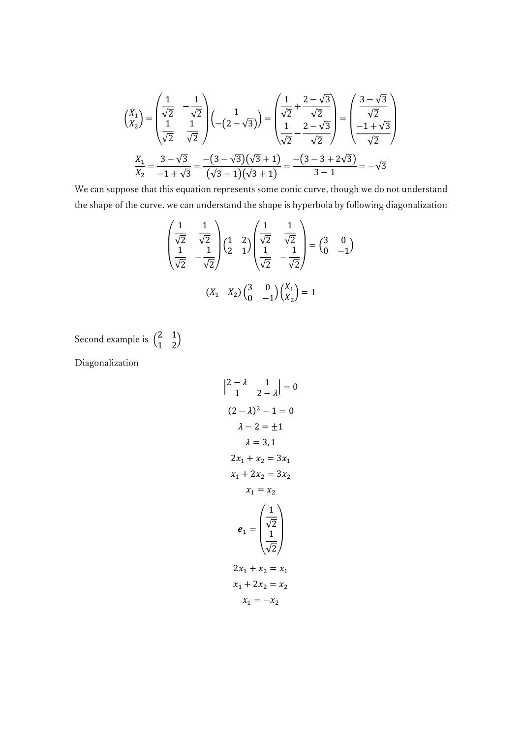$$\begin{pmatrix} X_1 \\ X_2 \end{pmatrix} = \begin{pmatrix} \frac{1}{\sqrt{2}} & -\frac{1}{\sqrt{2}} \\ \frac{1}{\sqrt{2}} & \frac{1}{\sqrt{2}} \end{pmatrix} \begin{pmatrix} 1 \\ -(2-\sqrt{3}) \end{pmatrix} = \begin{pmatrix} \frac{1}{\sqrt{2}} + \frac{2-\sqrt{3}}{\sqrt{2}} \\ \frac{1}{\sqrt{2}} - \frac{2-\sqrt{3}}{\sqrt{2}} \end{pmatrix} = \begin{pmatrix} \frac{3-\sqrt{3}}{\sqrt{2}} \\ \frac{-1+\sqrt{3}}{\sqrt{2}} \end{pmatrix}$$

$$\frac{X_1}{X_2} = \frac{3-\sqrt{3}}{-1+\sqrt{3}} = \frac{-(3-\sqrt{3})(\sqrt{3}+1)}{(\sqrt{3}-1)(\sqrt{3}+1)} = \frac{-(3-3+2\sqrt{3})}{3-1} = -\sqrt{3}$$

We can suppose that this equation represents some conic curve, though we do not understand the shape of the curve. we can understand the shape is hyperbola by following diagonalization

$$\begin{pmatrix} \frac{1}{\sqrt{2}} & \frac{1}{\sqrt{2}} \\ \frac{1}{\sqrt{2}} & -\frac{1}{\sqrt{2}} \end{pmatrix} \begin{pmatrix} 1 & 2 \\ 2 & 1 \end{pmatrix} \begin{pmatrix} \frac{1}{\sqrt{2}} & \frac{1}{\sqrt{2}} \\ \frac{1}{\sqrt{2}} & -\frac{1}{\sqrt{2}} \end{pmatrix} = \begin{pmatrix} 3 & 0 \\ 0 & -1 \end{pmatrix}$$

$$\begin{pmatrix} X_1 & X_2 \end{pmatrix} \begin{pmatrix} 3 & 0 \\ 0 & -1 \end{pmatrix} \begin{pmatrix} X_1 \\ X_2 \end{pmatrix} = 1$$

Second example is $\begin{pmatrix} 2 & 1 \\ 1 & 2 \end{pmatrix}$

Diagonalization

$$\begin{vmatrix} 2-\lambda & 1 \\ 1 & 2-\lambda \end{vmatrix} = 0$$

$$(2-\lambda)^2 - 1 = 0$$

$$\lambda - 2 = \pm 1$$

$$\lambda = 3, 1$$

$$2x_1 + x_2 = 3x_1$$

$$x_1 + 2x_2 = 3x_2$$

$$x_1 = x_2$$

$$\boldsymbol{e}_1 = \begin{pmatrix} \frac{1}{\sqrt{2}} \\ \frac{1}{\sqrt{2}} \end{pmatrix}$$

$$2x_1 + x_2 = x_1$$

$$x_1 + 2x_2 = x_2$$

$$x_1 = -x_2$$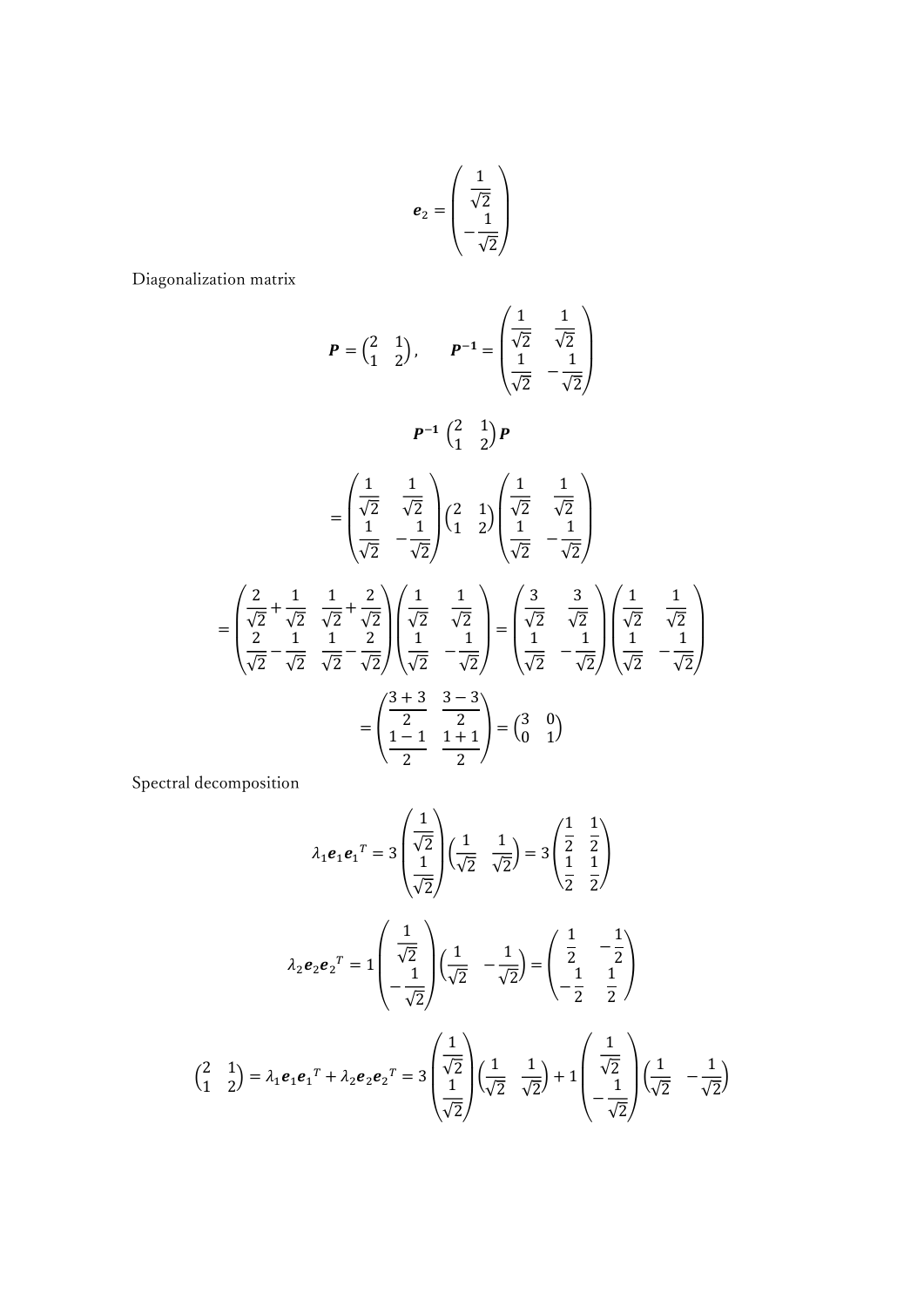$$\boldsymbol{e}_2 = \begin{pmatrix} \frac{1}{\sqrt{2}} \\ -\frac{1}{\sqrt{2}} \end{pmatrix}$$

Diagonalization matrix

$$\boldsymbol{P} = \begin{pmatrix} 2 & 1 \\ 1 & 2 \end{pmatrix}, \qquad \boldsymbol{P^{-1}} = \begin{pmatrix} \frac{1}{\sqrt{2}} & \frac{1}{\sqrt{2}} \\ \frac{1}{\sqrt{2}} & -\frac{1}{\sqrt{2}} \end{pmatrix}$$

$$\boldsymbol{P^{-1}} \begin{pmatrix} 2 & 1 \\ 1 & 2 \end{pmatrix} \boldsymbol{P}$$

$$= \begin{pmatrix} \frac{1}{\sqrt{2}} & \frac{1}{\sqrt{2}} \\ \frac{1}{\sqrt{2}} & -\frac{1}{\sqrt{2}} \end{pmatrix} \begin{pmatrix} 2 & 1 \\ 1 & 2 \end{pmatrix} \begin{pmatrix} \frac{1}{\sqrt{2}} & \frac{1}{\sqrt{2}} \\ \frac{1}{\sqrt{2}} & -\frac{1}{\sqrt{2}} \end{pmatrix}$$

$$= \begin{pmatrix} \frac{2}{\sqrt{2}} + \frac{1}{\sqrt{2}} & \frac{1}{\sqrt{2}} + \frac{2}{\sqrt{2}} \\ \frac{2}{\sqrt{2}} - \frac{1}{\sqrt{2}} & \frac{1}{\sqrt{2}} - \frac{2}{\sqrt{2}} \end{pmatrix} \begin{pmatrix} \frac{1}{\sqrt{2}} & \frac{1}{\sqrt{2}} \\ \frac{1}{\sqrt{2}} & -\frac{1}{\sqrt{2}} \end{pmatrix} = \begin{pmatrix} \frac{3}{\sqrt{2}} & \frac{3}{\sqrt{2}} \\ \frac{1}{\sqrt{2}} & -\frac{1}{\sqrt{2}} \end{pmatrix} \begin{pmatrix} \frac{1}{\sqrt{2}} & \frac{1}{\sqrt{2}} \\ \frac{1}{\sqrt{2}} & -\frac{1}{\sqrt{2}} \end{pmatrix}$$

$$= \begin{pmatrix} \frac{3+3}{2} & \frac{3-3}{2} \\ \frac{1-1}{2} & \frac{1+1}{2} \end{pmatrix} = \begin{pmatrix} 3 & 0 \\ 0 & 1 \end{pmatrix}$$

Spectral decomposition

$$\lambda_1 \boldsymbol{e}_1 {\boldsymbol{e}_1}^T = 3 \begin{pmatrix} \frac{1}{\sqrt{2}} \\ \frac{1}{\sqrt{2}} \end{pmatrix} \begin{pmatrix} \frac{1}{\sqrt{2}} & \frac{1}{\sqrt{2}} \end{pmatrix} = 3 \begin{pmatrix} \frac{1}{2} & \frac{1}{2} \\ \frac{1}{2} & \frac{1}{2} \end{pmatrix}$$

$$\lambda_2 \boldsymbol{e}_2 {\boldsymbol{e}_2}^T = 1 \begin{pmatrix} \frac{1}{\sqrt{2}} \\ -\frac{1}{\sqrt{2}} \end{pmatrix} \begin{pmatrix} \frac{1}{\sqrt{2}} & -\frac{1}{\sqrt{2}} \end{pmatrix} = \begin{pmatrix} \frac{1}{2} & -\frac{1}{2} \\ -\frac{1}{2} & \frac{1}{2} \end{pmatrix}$$

$$\begin{pmatrix} 2 & 1 \\ 1 & 2 \end{pmatrix} = \lambda_1 \boldsymbol{e}_1 {\boldsymbol{e}_1}^T + \lambda_2 \boldsymbol{e}_2 {\boldsymbol{e}_2}^T = 3 \begin{pmatrix} \frac{1}{\sqrt{2}} \\ \frac{1}{\sqrt{2}} \end{pmatrix} \begin{pmatrix} \frac{1}{\sqrt{2}} & \frac{1}{\sqrt{2}} \end{pmatrix} + 1 \begin{pmatrix} \frac{1}{\sqrt{2}} \\ -\frac{1}{\sqrt{2}} \end{pmatrix} \begin{pmatrix} \frac{1}{\sqrt{2}} & -\frac{1}{\sqrt{2}} \end{pmatrix}$$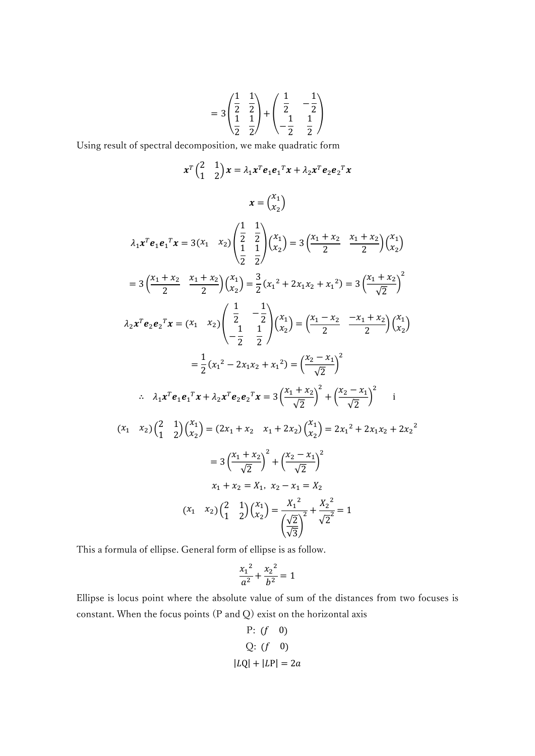$$= 3\begin{pmatrix} \frac{1}{2} & \frac{1}{2} \\ \frac{1}{2} & \frac{1}{2} \end{pmatrix} + \begin{pmatrix} \frac{1}{2} & -\frac{1}{2} \\ -\frac{1}{2} & \frac{1}{2} \end{pmatrix}$$

Using result of spectral decomposition, we make quadratic form

$$\boldsymbol{x}^T \begin{pmatrix} 2 & 1 \\ 1 & 2 \end{pmatrix} \boldsymbol{x} = \lambda_1 \boldsymbol{x}^T \boldsymbol{e}_1 {\boldsymbol{e}_1}^T \boldsymbol{x} + \lambda_2 \boldsymbol{x}^T \boldsymbol{e}_2 {\boldsymbol{e}_2}^T \boldsymbol{x}$$

$$\boldsymbol{x} = \begin{pmatrix} x_1 \\ x_2 \end{pmatrix}$$

$$\lambda_1 \boldsymbol{x}^T \boldsymbol{e}_1 {\boldsymbol{e}_1}^T \boldsymbol{x} = 3(x_1 \quad x_2) \begin{pmatrix} \frac{1}{2} & \frac{1}{2} \\ \frac{1}{2} & \frac{1}{2} \end{pmatrix} \begin{pmatrix} x_1 \\ x_2 \end{pmatrix} = 3\left(\frac{x_1 + x_2}{2} \quad \frac{x_1 + x_2}{2}\right) \begin{pmatrix} x_1 \\ x_2 \end{pmatrix}$$

$$= 3\left(\frac{x_1 + x_2}{2} \quad \frac{x_1 + x_2}{2}\right) \begin{pmatrix} x_1 \\ x_2 \end{pmatrix} = \frac{3}{2}({x_1}^2 + 2x_1x_2 + {x_1}^2) = 3\left(\frac{x_1 + x_2}{\sqrt{2}}\right)^2$$

$$\lambda_2 \boldsymbol{x}^T \boldsymbol{e}_2 {\boldsymbol{e}_2}^T \boldsymbol{x} = (x_1 \quad x_2) \begin{pmatrix} \frac{1}{2} & -\frac{1}{2} \\ -\frac{1}{2} & \frac{1}{2} \end{pmatrix} \begin{pmatrix} x_1 \\ x_2 \end{pmatrix} = \left(\frac{x_1 - x_2}{2} \quad \frac{-x_1 + x_2}{2}\right) \begin{pmatrix} x_1 \\ x_2 \end{pmatrix}$$

$$= \frac{1}{2}({x_1}^2 - 2x_1x_2 + {x_1}^2) = \left(\frac{x_2 - x_1}{\sqrt{2}}\right)^2$$

$$\therefore \quad \lambda_1 \boldsymbol{x}^T \boldsymbol{e}_1 {\boldsymbol{e}_1}^T \boldsymbol{x} + \lambda_2 \boldsymbol{x}^T \boldsymbol{e}_2 {\boldsymbol{e}_2}^T \boldsymbol{x} = 3\left(\frac{x_1 + x_2}{\sqrt{2}}\right)^2 + \left(\frac{x_2 - x_1}{\sqrt{2}}\right)^2 \qquad \text{i}$$

$$(x_1 \quad x_2) \begin{pmatrix} 2 & 1 \\ 1 & 2 \end{pmatrix} \begin{pmatrix} x_1 \\ x_2 \end{pmatrix} = (2x_1 + x_2 \quad x_1 + 2x_2) \begin{pmatrix} x_1 \\ x_2 \end{pmatrix} = 2{x_1}^2 + 2x_1x_2 + 2{x_2}^2$$

$$= 3\left(\frac{x_1 + x_2}{\sqrt{2}}\right)^2 + \left(\frac{x_2 - x_1}{\sqrt{2}}\right)^2$$

$$x_1 + x_2 = X_1, \ x_2 - x_1 = X_2$$

$$(x_1 \quad x_2) \begin{pmatrix} 2 & 1 \\ 1 & 2 \end{pmatrix} \begin{pmatrix} x_1 \\ x_2 \end{pmatrix} = \frac{{X_1}^2}{\left(\frac{\sqrt{2}}{\sqrt{3}}\right)^2} + \frac{{X_2}^2}{\sqrt{2}^2} = 1$$

This a formula of ellipse. General form of ellipse is as follow.

$$\frac{{x_1}^2}{a^2} + \frac{{x_2}^2}{b^2} = 1$$

Ellipse is locus point where the absolute value of sum of the distances from two focuses is constant. When the focus points (P and Q) exist on the horizontal axis

$$\text{P:} \ (f \quad 0)$$

$$\text{Q:} \ (f \quad 0)$$

$$|L\text{Q}| + |L\text{P}| = 2a$$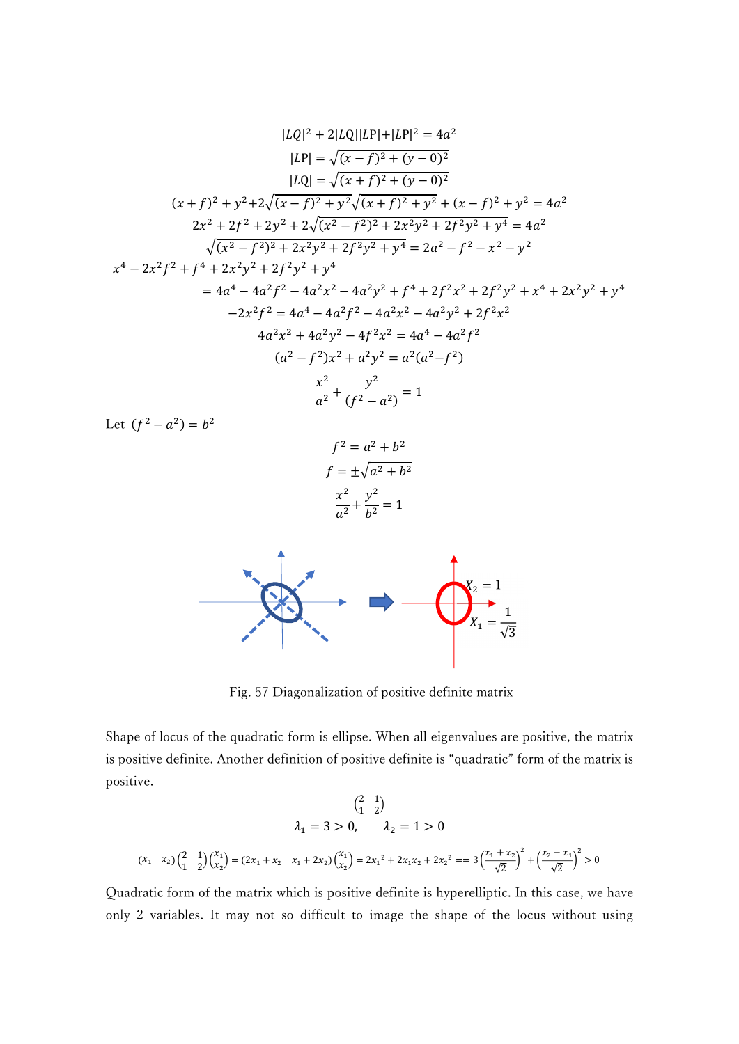$$|LQ|^2 + 2|LQ||LP| + |LP|^2 = 4a^2$$

$$|LP| = \sqrt{(x-f)^2 + (y-0)^2}$$

$$|LQ| = \sqrt{(x+f)^2 + (y-0)^2}$$

$$(x+f)^2 + y^2 + 2\sqrt{(x-f)^2 + y^2}\sqrt{(x+f)^2 + y^2} + (x-f)^2 + y^2 = 4a^2$$

$$2x^2 + 2f^2 + 2y^2 + 2\sqrt{(x^2-f^2)^2 + 2x^2y^2 + 2f^2y^2 + y^4} = 4a^2$$

$$\sqrt{(x^2-f^2)^2 + 2x^2y^2 + 2f^2y^2 + y^4} = 2a^2 - f^2 - x^2 - y^2$$

$$x^4 - 2x^2f^2 + f^4 + 2x^2y^2 + 2f^2y^2 + y^4$$
$$= 4a^4 - 4a^2f^2 - 4a^2x^2 - 4a^2y^2 + f^4 + 2f^2x^2 + 2f^2y^2 + x^4 + 2x^2y^2 + y^4$$

$$-2x^2f^2 = 4a^4 - 4a^2f^2 - 4a^2x^2 - 4a^2y^2 + 2f^2x^2$$

$$4a^2x^2 + 4a^2y^2 - 4f^2x^2 = 4a^4 - 4a^2f^2$$

$$(a^2 - f^2)x^2 + a^2y^2 = a^2(a^2 - f^2)$$

$$\frac{x^2}{a^2} + \frac{y^2}{(f^2 - a^2)} = 1$$

Let $(f^2 - a^2) = b^2$

$$f^2 = a^2 + b^2$$

$$f = \pm\sqrt{a^2 + b^2}$$

$$\frac{x^2}{a^2} + \frac{y^2}{b^2} = 1$$

Fig. 57 Diagonalization of positive definite matrix

Shape of locus of the quadratic form is ellipse. When all eigenvalues are positive, the matrix is positive definite. Another definition of positive definite is “quadratic” form of the matrix is positive.

$$\begin{pmatrix} 2 & 1 \\ 1 & 2 \end{pmatrix}$$

$$\lambda_1 = 3 > 0, \qquad \lambda_2 = 1 > 0$$

$$\begin{pmatrix} x_1 & x_2 \end{pmatrix}\begin{pmatrix} 2 & 1 \\ 1 & 2 \end{pmatrix}\begin{pmatrix} x_1 \\ x_2 \end{pmatrix} = \begin{pmatrix} 2x_1 + x_2 & x_1 + 2x_2 \end{pmatrix}\begin{pmatrix} x_1 \\ x_2 \end{pmatrix} = 2{x_1}^2 + 2x_1x_2 + 2{x_2}^2 == 3\left(\frac{x_1 + x_2}{\sqrt{2}}\right)^2 + \left(\frac{x_2 - x_1}{\sqrt{2}}\right)^2 > 0$$

Quadratic form of the matrix which is positive definite is hyperelliptic. In this case, we have only 2 variables. It may not so difficult to image the shape of the locus without using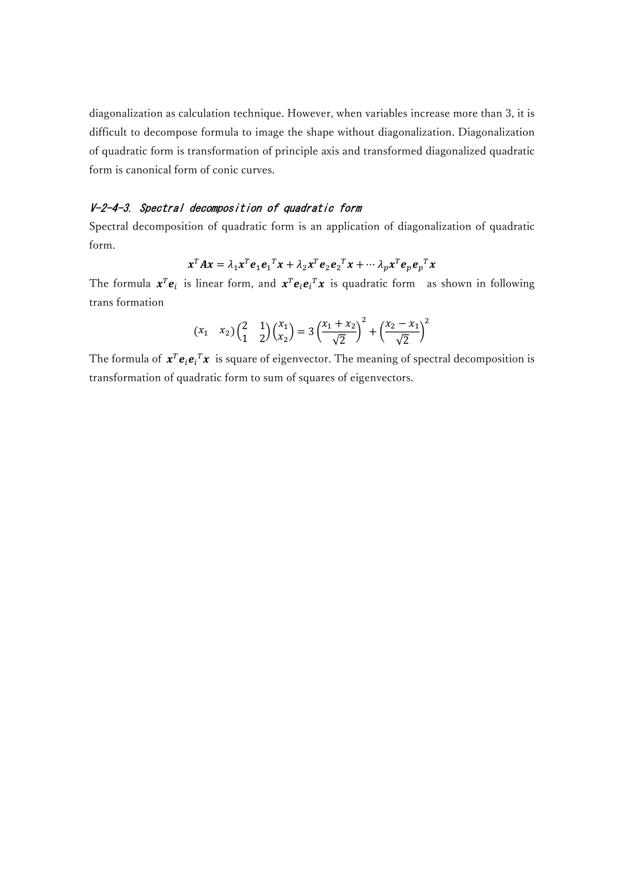diagonalization as calculation technique. However, when variables increase more than 3, it is difficult to decompose formula to image the shape without diagonalization. Diagonalization of quadratic form is transformation of principle axis and transformed diagonalized quadratic form is canonical form of conic curves.

### *V-2-4-3. Spectral decomposition of quadratic form*

Spectral decomposition of quadratic form is an application of diagonalization of quadratic form.

$$\boldsymbol{x}^T\boldsymbol{A}\boldsymbol{x} = \lambda_1\boldsymbol{x}^T\boldsymbol{e}_1\boldsymbol{e}_1{}^T\boldsymbol{x} + \lambda_2\boldsymbol{x}^T\boldsymbol{e}_2\boldsymbol{e}_2{}^T\boldsymbol{x} + \cdots \lambda_p\boldsymbol{x}^T\boldsymbol{e}_p\boldsymbol{e}_p{}^T\boldsymbol{x}$$

The formula $\boldsymbol{x}^T\boldsymbol{e}_i$ is linear form, and $\boldsymbol{x}^T\boldsymbol{e}_i\boldsymbol{e}_i{}^T\boldsymbol{x}$ is quadratic form as shown in following trans formation

$$\begin{pmatrix} x_1 & x_2 \end{pmatrix}\begin{pmatrix} 2 & 1 \\ 1 & 2 \end{pmatrix}\begin{pmatrix} x_1 \\ x_2 \end{pmatrix} = 3\left(\frac{x_1 + x_2}{\sqrt{2}}\right)^2 + \left(\frac{x_2 - x_1}{\sqrt{2}}\right)^2$$

The formula of $\boldsymbol{x}^T\boldsymbol{e}_i\boldsymbol{e}_i{}^T\boldsymbol{x}$ is square of eigenvector. The meaning of spectral decomposition is transformation of quadratic form to sum of squares of eigenvectors.